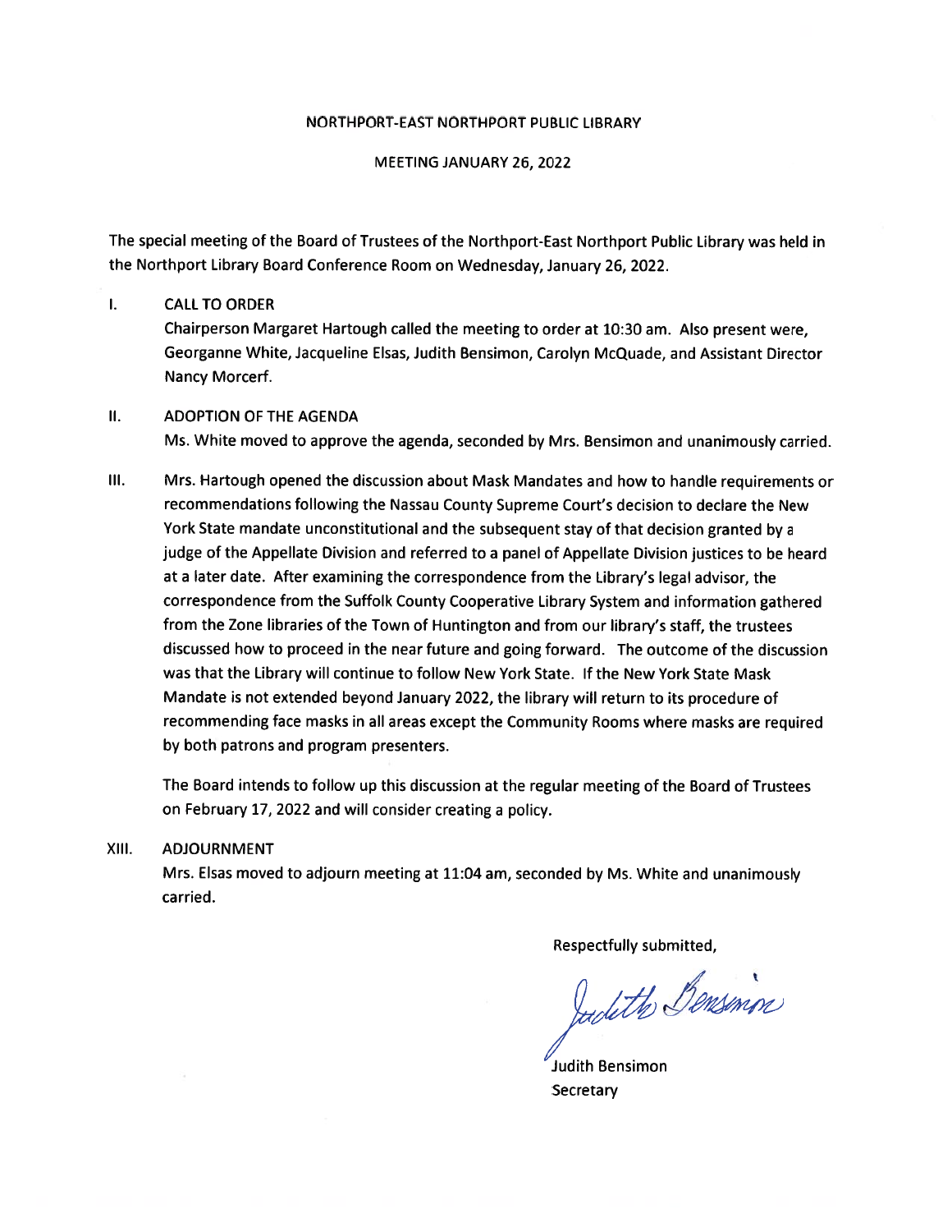NORTHPORT-EAST NORTHPORT PUBLIC LIBRARY

MEETING JANUARY 26, 2022

The special meeting of the Board of Trustees of the Northport-East Northport Public Library was held in the Northport Library Board Conference Room on Wednesday, January 26, 2022.

I. CALL TO ORDER

Chairperson Margaret Hartough called the meeting to order at 10:30 am. Also present were, Georganne White, Jacqueline Elsas, Judith Bensimon, Carolyn McQuade, and Assistant Director Nancy Morcerf.

II. ADOPTION OF THE AGENDA

Ms. White moved to approve the agenda, seconded by Mrs. Bensimon and unanimously carried.

III. Mrs. Hartough opened the discussion about Mask Mandates and how to handle requirements or recommendations following the Nassau County Supreme Court's decision to declare the New York State mandate unconstitutional and the subsequent stay of that decision granted by a judge of the Appellate Division and referred to a panel of Appellate Division justices to be heard at a later date. After examining the correspondence from the Library's legal advisor, the correspondence from the Suffolk County Cooperative Library System and information gathered from the Zone libraries of the Town of Huntington and from our library's staff, the trustees discussed how to proceed in the near future and going forward. The outcome of the discussion was that the Library will continue to follow New York State. If the New York State Mask Mandate is not extended beyond January 2022, the library will return to its procedure of recommending face masks in all areas except the Community Rooms where masks are required by both patrons and program presenters.

The Board intends to follow up this discussion at the regular meeting of the Board of Trustees on February 17, 2022 and will consider creating a policy.

XIII. ADJOURNMENT

Mrs. Elsas moved to adjourn meeting at 11:04 am, seconded by Ms. White and unanimously carried.

Respectfully submitted,

Judith Bensimon

Judith Bensimon
Secretary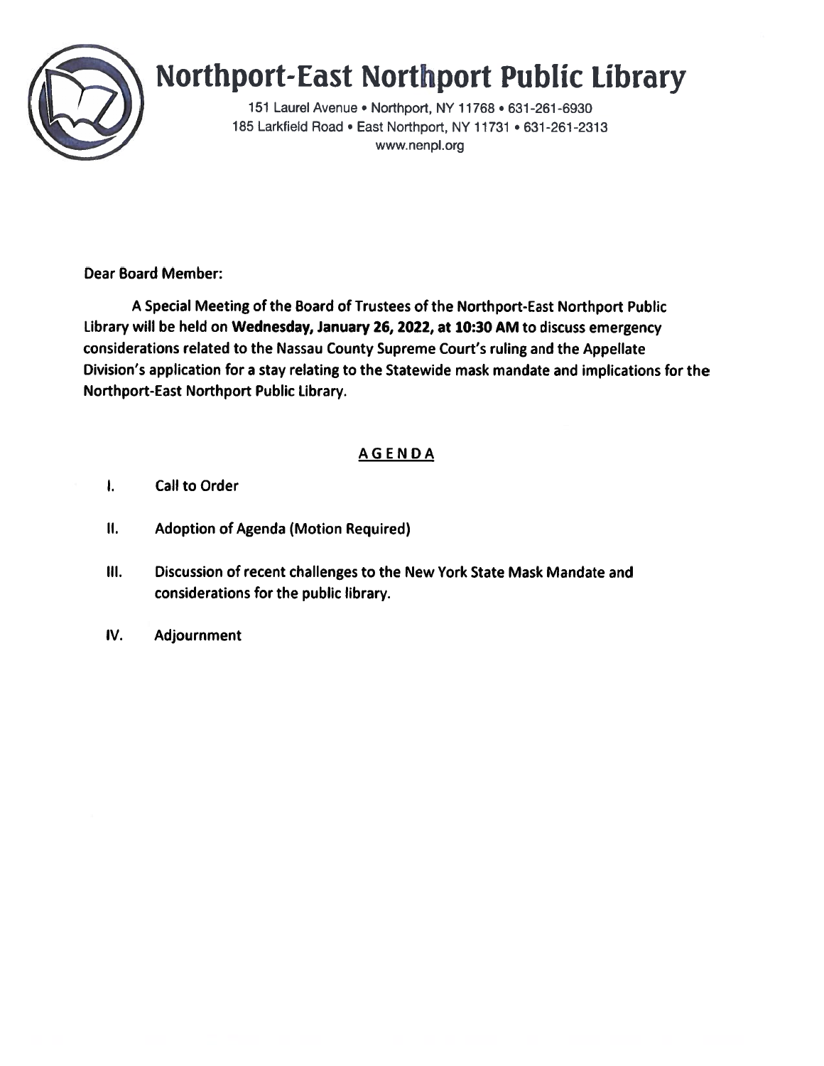# Northport-East Northport Public Library

151 Laurel Avenue • Northport, NY 11768 • 631-261-6930
185 Larkfield Road • East Northport, NY 11731 • 631-261-2313
www.nenpl.org

**Dear Board Member:**

**A Special Meeting of the Board of Trustees of the Northport-East Northport Public Library will be held on Wednesday, January 26, 2022, at 10:30 AM to discuss emergency considerations related to the Nassau County Supreme Court's ruling and the Appellate Division's application for a stay relating to the Statewide mask mandate and implications for the Northport-East Northport Public Library.**

## AGENDA

I. **Call to Order**

II. **Adoption of Agenda (Motion Required)**

III. **Discussion of recent challenges to the New York State Mask Mandate and considerations for the public library.**

IV. **Adjournment**